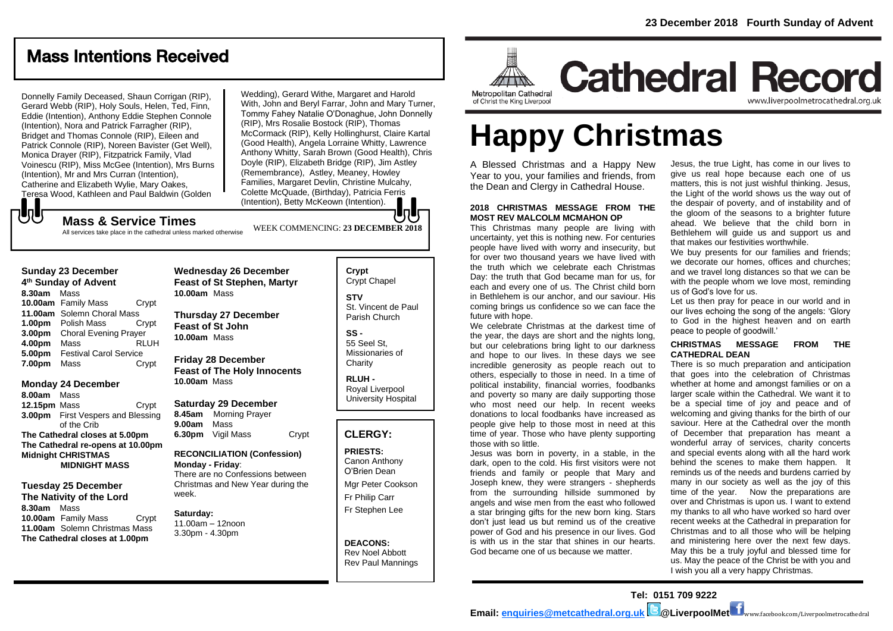23 December 2018 Fourth Sunday of Advent

## Mass Intentions Received

Donnelly Family Deceased, Shaun Corrigan (RIP), Gerard Webb (RIP), Holy Souls, Helen, Ted, Finn, Eddie (Intention), Anthony Eddie Stephen Connole (Intention), Nora and Patrick Farragher (RIP), Bridget and Thomas Connole (RIP), Eileen and Patrick Connole (RIP), Noreen Bavister (Get Well), Monica Drayer (RIP), Fitzpatrick Family, Vlad Voinescu (RIP), Miss McGee (Intention), Mrs Burns (Intention), Mr and Mrs Curran (Intention), Catherine and Elizabeth Wylie, Mary Oakes, Teresa Wood, Kathleen and Paul Baldwin (Golden Wedding), Gerard Withe, Margaret and Harold With, John and Beryl Farrar, John and Mary Turner, Tommy Fahey Natalie O'Donaghue, John Donnelly (RIP), Mrs Rosalie Bostock (RIP), Thomas McCormack (RIP), Kelly Hollinghurst, Claire Kartal (Good Health), Angela Lorraine Whitty, Lawrence Anthony Whitty, Sarah Brown (Good Health), Chris Doyle (RIP), Elizabeth Bridge (RIP), Jim Astley (Remembrance), Astley, Meaney, Howley Families, Margaret Devlin, Christine Mulcahy, Colette McQuade, (Birthday), Patricia Ferris (Intention), Betty McKeown (Intention).

## Mass & Service Times

All services take place in the cathedral unless marked otherwise

WEEK COMMENCING: **23 DECEMBER 2018**

**Sunday 23 December**
**4th Sunday of Advent**
**8.30am** Mass
**10.00am** Family Mass Crypt
**11.00am** Solemn Choral Mass
**1.00pm** Polish Mass Crypt
**3.00pm** Choral Evening Prayer
**4.00pm** Mass RLUH
**5.00pm** Festival Carol Service
**7.00pm** Mass Crypt

**Monday 24 December**
**8.00am** Mass
**12.15pm** Mass Crypt
**3.00pm** First Vespers and Blessing of the Crib
**The Cathedral closes at 5.00pm**
**The Cathedral re-opens at 10.00pm**
**Midnight CHRISTMAS MIDNIGHT MASS**

**Tuesday 25 December**
**The Nativity of the Lord**
**8.30am** Mass
**10.00am** Family Mass Crypt
**11.00am** Solemn Christmas Mass
**The Cathedral closes at 1.00pm**

**Wednesday 26 December**
**Feast of St Stephen, Martyr**
**10.00am** Mass

**Thursday 27 December**
**Feast of St John**
**10.00am** Mass

**Friday 28 December**
**Feast of The Holy Innocents**
**10.00am** Mass

**Saturday 29 December**
**8.45am** Morning Prayer
**9.00am** Mass
**6.30pm** Vigil Mass Crypt

**RECONCILIATION (Confession)**
**Monday - Friday**:
There are no Confessions between Christmas and New Year during the week.

**Saturday:**
11.00am – 12noon
3.30pm - 4.30pm

**Crypt**
Crypt Chapel

**STV**
St. Vincent de Paul Parish Church

**SS -**
55 Seel St, Missionaries of Charity

**RLUH -**
Royal Liverpool University Hospital

## CLERGY:

**PRIESTS:**
Canon Anthony O'Brien Dean
Mgr Peter Cookson
Fr Philip Carr
Fr Stephen Lee

**DEACONS:**
Rev Noel Abbott
Rev Paul Mannings

Metropolitan Cathedral of Christ the King Liverpool

# Cathedral Record

www.liverpoolmetrocathedral.org.uk

# Happy Christmas

A Blessed Christmas and a Happy New Year to you, your families and friends, from the Dean and Clergy in Cathedral House.

### 2018 CHRISTMAS MESSAGE FROM THE MOST REV MALCOLM MCMAHON OP

This Christmas many people are living with uncertainty, yet this is nothing new. For centuries people have lived with worry and insecurity, but for over two thousand years we have lived with the truth which we celebrate each Christmas Day: the truth that God became man for us, for each and every one of us. The Christ child born in Bethlehem is our anchor, and our saviour. His coming brings us confidence so we can face the future with hope.

We celebrate Christmas at the darkest time of the year, the days are short and the nights long, but our celebrations bring light to our darkness and hope to our lives. In these days we see incredible generosity as people reach out to others, especially to those in need. In a time of political instability, financial worries, foodbanks and poverty so many are daily supporting those who most need our help. In recent weeks donations to local foodbanks have increased as people give help to those most in need at this time of year. Those who have plenty supporting those with so little.

Jesus was born in poverty, in a stable, in the dark, open to the cold. His first visitors were not friends and family or people that Mary and Joseph knew, they were strangers - shepherds from the surrounding hillside summoned by angels and wise men from the east who followed a star bringing gifts for the new born king. Stars don't just lead us but remind us of the creative power of God and his presence in our lives. God is with us in the star that shines in our hearts. God became one of us because we matter.

Jesus, the true Light, has come in our lives to give us real hope because each one of us matters, this is not just wishful thinking. Jesus, the Light of the world shows us the way out of the despair of poverty, and of instability and of the gloom of the seasons to a brighter future ahead. We believe that the child born in Bethlehem will guide us and support us and that makes our festivities worthwhile.

We buy presents for our families and friends; we decorate our homes, offices and churches; and we travel long distances so that we can be with the people whom we love most, reminding us of God's love for us.

Let us then pray for peace in our world and in our lives echoing the song of the angels: 'Glory to God in the highest heaven and on earth peace to people of goodwill.'

### CHRISTMAS MESSAGE FROM THE CATHEDRAL DEAN

There is so much preparation and anticipation that goes into the celebration of Christmas whether at home and amongst families or on a larger scale within the Cathedral. We want it to be a special time of joy and peace and of welcoming and giving thanks for the birth of our saviour. Here at the Cathedral over the month of December that preparation has meant a wonderful array of services, charity concerts and special events along with all the hard work behind the scenes to make them happen. It reminds us of the needs and burdens carried by many in our society as well as the joy of this time of the year. Now the preparations are over and Christmas is upon us. I want to extend my thanks to all who have worked so hard over recent weeks at the Cathedral in preparation for Christmas and to all those who will be helping and ministering here over the next few days. May this be a truly joyful and blessed time for us. May the peace of the Christ be with you and I wish you all a very happy Christmas.

**Tel: 0151 709 9222**
**Email: enquiries@metcathedral.org.uk @LiverpoolMet** www.facebook.com/Liverpoolmetrocathedral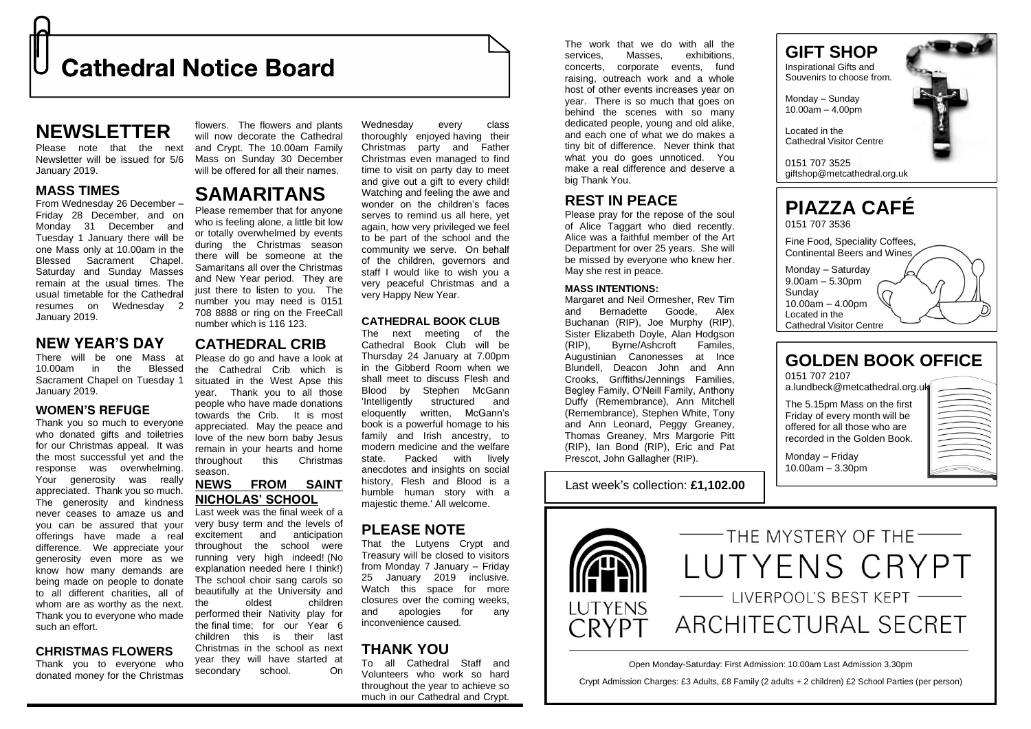# Cathedral Notice Board

## NEWSLETTER

Please note that the next Newsletter will be issued for 5/6 January 2019.

### MASS TIMES

From Wednesday 26 December – Friday 28 December, and on Monday 31 December and Tuesday 1 January there will be one Mass only at 10.00am in the Blessed Sacrament Chapel. Saturday and Sunday Masses remain at the usual times. The usual timetable for the Cathedral resumes on Wednesday 2 January 2019.

### NEW YEAR'S DAY

There will be one Mass at 10.00am in the Blessed Sacrament Chapel on Tuesday 1 January 2019.

### WOMEN'S REFUGE

Thank you so much to everyone who donated gifts and toiletries for our Christmas appeal. It was the most successful yet and the response was overwhelming. Your generosity was really appreciated. Thank you so much. The generosity and kindness never ceases to amaze us and you can be assured that your offerings have made a real difference. We appreciate your generosity even more as we know how many demands are being made on people to donate to all different charities, all of whom are as worthy as the next. Thank you to everyone who made such an effort.

### CHRISTMAS FLOWERS

Thank you to everyone who donated money for the Christmas flowers. The flowers and plants will now decorate the Cathedral and Crypt. The 10.00am Family Mass on Sunday 30 December will be offered for all their names.

## SAMARITANS

Please remember that for anyone who is feeling alone, a little bit low or totally overwhelmed by events during the Christmas season there will be someone at the Samaritans all over the Christmas and New Year period. They are just there to listen to you. The number you may need is 0151 708 8888 or ring on the FreeCall number which is 116 123.

## CATHEDRAL CRIB

Please do go and have a look at the Cathedral Crib which is situated in the West Apse this year. Thank you to all those people who have made donations towards the Crib. It is most appreciated. May the peace and love of the new born baby Jesus remain in your hearts and home throughout this Christmas season.

### NEWS FROM SAINT NICHOLAS' SCHOOL

Last week was the final week of a very busy term and the levels of excitement and anticipation throughout the school were running very high indeed! (No explanation needed here I think!) The school choir sang carols so beautifully at the University and the oldest children performed their Nativity play for the final time; for our Year 6 children this is their last Christmas in the school as next year they will have started at secondary school. On Wednesday every class thoroughly enjoyed having their Christmas party and Father Christmas even managed to find time to visit on party day to meet and give out a gift to every child! Watching and feeling the awe and wonder on the children's faces serves to remind us all here, yet again, how very privileged we feel to be part of the school and the community we serve. On behalf of the children, governors and staff I would like to wish you a very peaceful Christmas and a very Happy New Year.

### CATHEDRAL BOOK CLUB

The next meeting of the Cathedral Book Club will be Thursday 24 January at 7.00pm in the Gibberd Room when we shall meet to discuss Flesh and Blood by Stephen McGann 'Intelligently structured and eloquently written, McGann's book is a powerful homage to his family and Irish ancestry, to modern medicine and the welfare state. Packed with lively anecdotes and insights on social history, Flesh and Blood is a humble human story with a majestic theme.' All welcome.

## PLEASE NOTE

That the Lutyens Crypt and Treasury will be closed to visitors from Monday 7 January – Friday 25 January 2019 inclusive. Watch this space for more closures over the coming weeks, and apologies for any inconvenience caused.

## THANK YOU

To all Cathedral Staff and Volunteers who work so hard throughout the year to achieve so much in our Cathedral and Crypt. The work that we do with all the services, Masses, exhibitions, concerts, corporate events, fund raising, outreach work and a whole host of other events increases year on year. There is so much that goes on behind the scenes with so many dedicated people, young and old alike, and each one of what we do makes a tiny bit of difference. Never think that what you do goes unnoticed. You make a real difference and deserve a big Thank You.

## REST IN PEACE

Please pray for the repose of the soul of Alice Taggart who died recently. Alice was a faithful member of the Art Department for over 25 years. She will be missed by everyone who knew her. May she rest in peace.

### MASS INTENTIONS:

Margaret and Neil Ormesher, Rev Tim and Bernadette Goode, Alex Buchanan (RIP), Joe Murphy (RIP), Sister Elizabeth Doyle, Alan Hodgson (RIP), Byrne/Ashcroft Familes, Augustinian Canonesses at Ince Blundell, Deacon John and Ann Crooks, Griffiths/Jennings Families, Begley Family, O'Neill Family, Anthony Duffy (Remembrance), Ann Mitchell (Remembrance), Stephen White, Tony and Ann Leonard, Peggy Greaney, Thomas Greaney, Mrs Margorie Pitt (RIP), Ian Bond (RIP), Eric and Pat Prescot, John Gallagher (RIP).

Last week's collection: **£1,102.00**

## GIFT SHOP

Inspirational Gifts and Souvenirs to choose from.

Monday – Sunday
10.00am – 4.00pm

Located in the Cathedral Visitor Centre

0151 707 3525
giftshop@metcathedral.org.uk

## PIAZZA CAFÉ

0151 707 3536

Fine Food, Speciality Coffees, Continental Beers and Wines

Monday – Saturday
9.00am – 5.30pm
Sunday
10.00am – 4.00pm
Located in the Cathedral Visitor Centre

## GOLDEN BOOK OFFICE

0151 707 2107
a.lundbeck@metcathedral.org.uk

The 5.15pm Mass on the first Friday of every month will be offered for all those who are recorded in the Golden Book.

Monday – Friday
10.00am – 3.30pm

THE MYSTERY OF THE
LUTYENS CRYPT
LIVERPOOL'S BEST KEPT
ARCHITECTURAL SECRET

LUTYENS CRYPT

Open Monday-Saturday: First Admission: 10.00am Last Admission 3.30pm

Crypt Admission Charges: £3 Adults, £8 Family (2 adults + 2 children) £2 School Parties (per person)